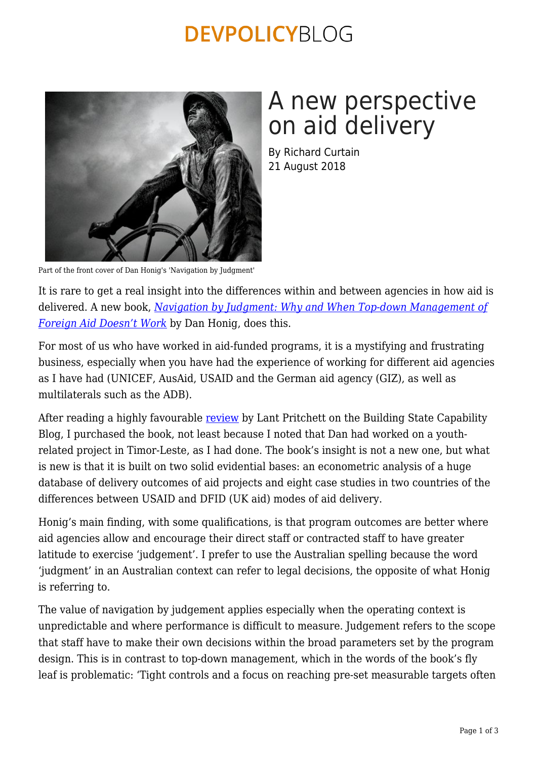# A new perspective on aid delivery

By Richard Curtain
21 August 2018

Part of the front cover of Dan Honig's 'Navigation by Judgment'

It is rare to get a real insight into the differences within and between agencies in how aid is delivered. A new book, *Navigation by Judgment: Why and When Top-down Management of Foreign Aid Doesn't Work* by Dan Honig, does this.

For most of us who have worked in aid-funded programs, it is a mystifying and frustrating business, especially when you have had the experience of working for different aid agencies as I have had (UNICEF, AusAid, USAID and the German aid agency (GIZ), as well as multilaterals such as the ADB).

After reading a highly favourable review by Lant Pritchett on the Building State Capability Blog, I purchased the book, not least because I noted that Dan had worked on a youth-related project in Timor-Leste, as I had done. The book's insight is not a new one, but what is new is that it is built on two solid evidential bases: an econometric analysis of a huge database of delivery outcomes of aid projects and eight case studies in two countries of the differences between USAID and DFID (UK aid) modes of aid delivery.

Honig's main finding, with some qualifications, is that program outcomes are better where aid agencies allow and encourage their direct staff or contracted staff to have greater latitude to exercise 'judgement'. I prefer to use the Australian spelling because the word 'judgment' in an Australian context can refer to legal decisions, the opposite of what Honig is referring to.

The value of navigation by judgement applies especially when the operating context is unpredictable and where performance is difficult to measure. Judgement refers to the scope that staff have to make their own decisions within the broad parameters set by the program design. This is in contrast to top-down management, which in the words of the book's fly leaf is problematic: 'Tight controls and a focus on reaching pre-set measurable targets often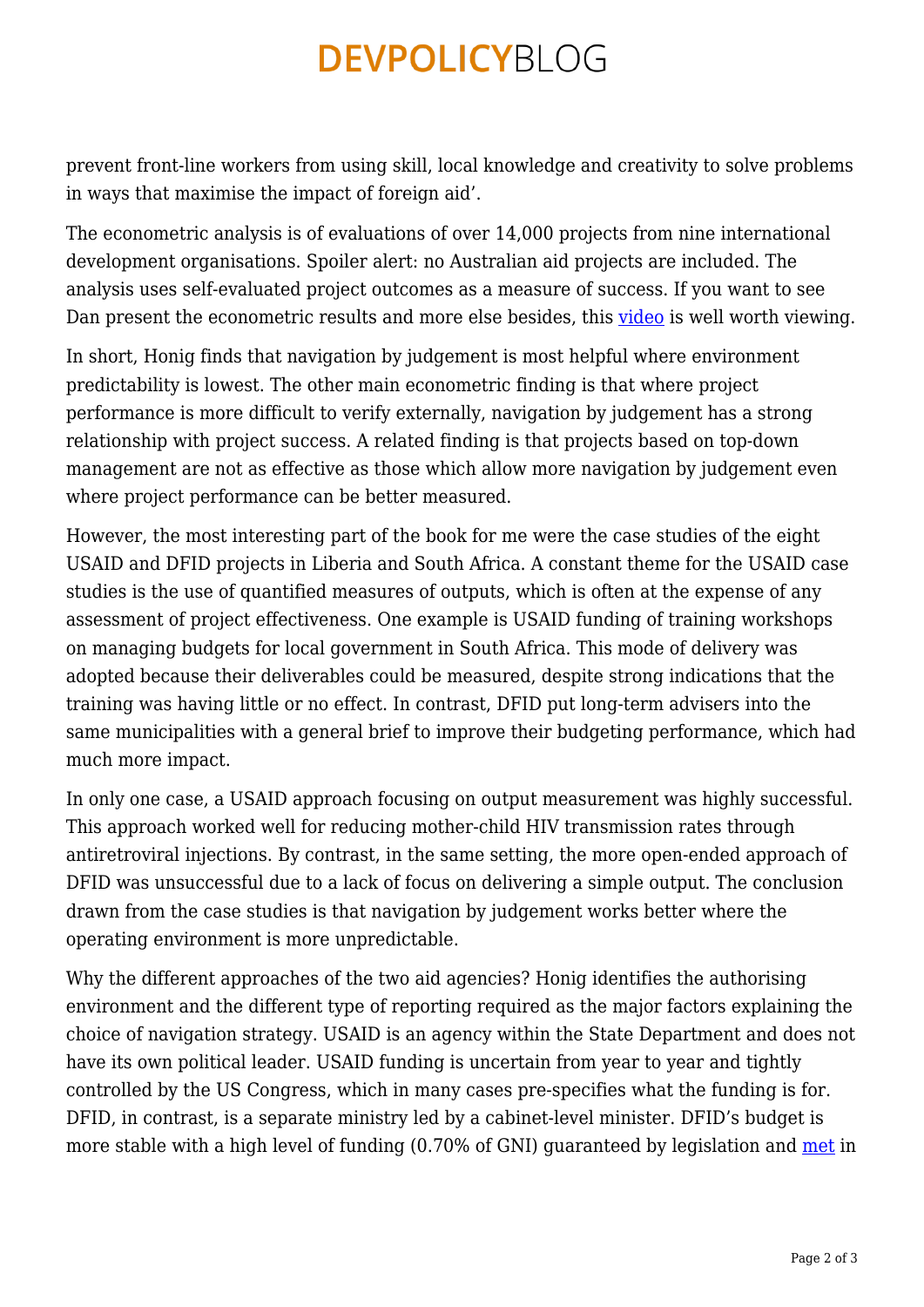prevent front-line workers from using skill, local knowledge and creativity to solve problems in ways that maximise the impact of foreign aid'.

The econometric analysis is of evaluations of over 14,000 projects from nine international development organisations. Spoiler alert: no Australian aid projects are included. The analysis uses self-evaluated project outcomes as a measure of success. If you want to see Dan present the econometric results and more else besides, this video is well worth viewing.

In short, Honig finds that navigation by judgement is most helpful where environment predictability is lowest. The other main econometric finding is that where project performance is more difficult to verify externally, navigation by judgement has a strong relationship with project success. A related finding is that projects based on top-down management are not as effective as those which allow more navigation by judgement even where project performance can be better measured.

However, the most interesting part of the book for me were the case studies of the eight USAID and DFID projects in Liberia and South Africa. A constant theme for the USAID case studies is the use of quantified measures of outputs, which is often at the expense of any assessment of project effectiveness. One example is USAID funding of training workshops on managing budgets for local government in South Africa. This mode of delivery was adopted because their deliverables could be measured, despite strong indications that the training was having little or no effect. In contrast, DFID put long-term advisers into the same municipalities with a general brief to improve their budgeting performance, which had much more impact.

In only one case, a USAID approach focusing on output measurement was highly successful. This approach worked well for reducing mother-child HIV transmission rates through antiretroviral injections. By contrast, in the same setting, the more open-ended approach of DFID was unsuccessful due to a lack of focus on delivering a simple output. The conclusion drawn from the case studies is that navigation by judgement works better where the operating environment is more unpredictable.

Why the different approaches of the two aid agencies? Honig identifies the authorising environment and the different type of reporting required as the major factors explaining the choice of navigation strategy. USAID is an agency within the State Department and does not have its own political leader. USAID funding is uncertain from year to year and tightly controlled by the US Congress, which in many cases pre-specifies what the funding is for. DFID, in contrast, is a separate ministry led by a cabinet-level minister. DFID's budget is more stable with a high level of funding (0.70% of GNI) guaranteed by legislation and met in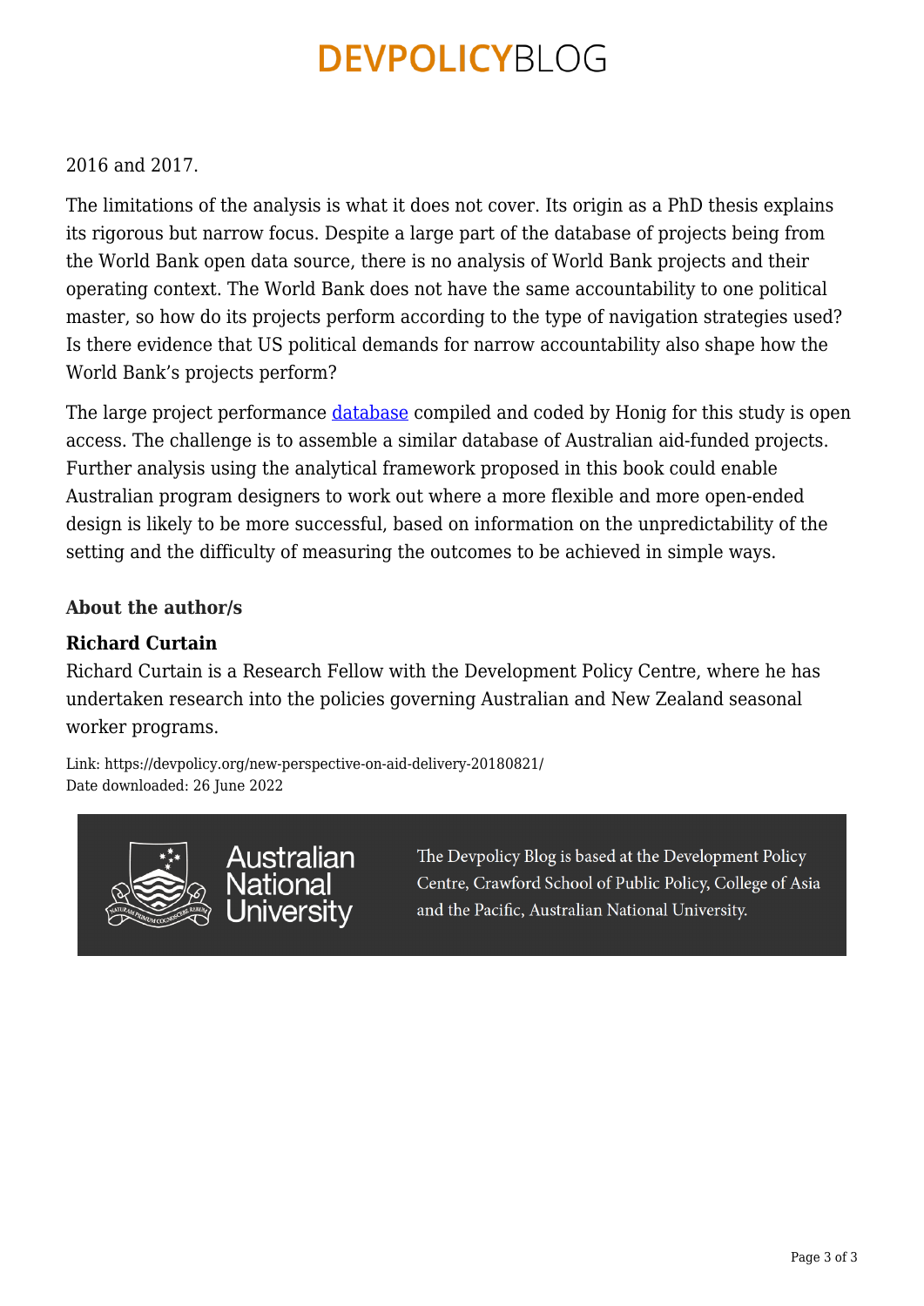2016 and 2017.

The limitations of the analysis is what it does not cover. Its origin as a PhD thesis explains its rigorous but narrow focus. Despite a large part of the database of projects being from the World Bank open data source, there is no analysis of World Bank projects and their operating context. The World Bank does not have the same accountability to one political master, so how do its projects perform according to the type of navigation strategies used? Is there evidence that US political demands for narrow accountability also shape how the World Bank's projects perform?

The large project performance database compiled and coded by Honig for this study is open access. The challenge is to assemble a similar database of Australian aid-funded projects. Further analysis using the analytical framework proposed in this book could enable Australian program designers to work out where a more flexible and more open-ended design is likely to be more successful, based on information on the unpredictability of the setting and the difficulty of measuring the outcomes to be achieved in simple ways.

### About the author/s

**Richard Curtain**

Richard Curtain is a Research Fellow with the Development Policy Centre, where he has undertaken research into the policies governing Australian and New Zealand seasonal worker programs.

Link: https://devpolicy.org/new-perspective-on-aid-delivery-20180821/
Date downloaded: 26 June 2022

The Devpolicy Blog is based at the Development Policy Centre, Crawford School of Public Policy, College of Asia and the Pacific, Australian National University.